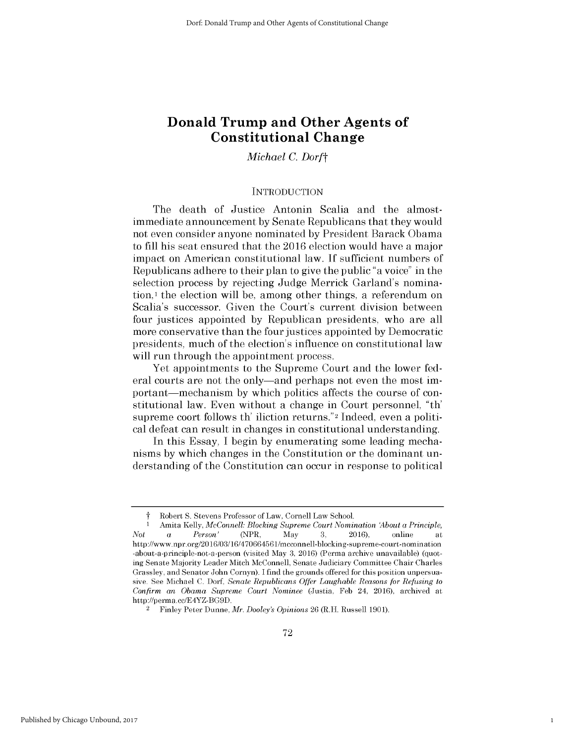# Donald Trump and Other Agents of Constitutional Change

*Michael C. Dorf*†

## INTRODUCTION

The death of Justice Antonin Scalia and the almost-immediate announcement by Senate Republicans that they would not even consider anyone nominated by President Barack Obama to fill his seat ensured that the 2016 election would have a major impact on American constitutional law. If sufficient numbers of Republicans adhere to their plan to give the public "a voice" in the selection process by rejecting Judge Merrick Garland's nomination,[1] the election will be, among other things, a referendum on Scalia's successor. Given the Court's current division between four justices appointed by Republican presidents, who are all more conservative than the four justices appointed by Democratic presidents, much of the election's influence on constitutional law will run through the appointment process.

Yet appointments to the Supreme Court and the lower federal courts are not the only—and perhaps not even the most important—mechanism by which politics affects the course of constitutional law. Even without a change in Court personnel, "th' supreme coort follows th' iliction returns."[2] Indeed, even a political defeat can result in changes in constitutional understanding.

In this Essay, I begin by enumerating some leading mechanisms by which changes in the Constitution or the dominant understanding of the Constitution can occur in response to political

---

† Robert S. Stevens Professor of Law, Cornell Law School.

1 Amita Kelly, *McConnell: Blocking Supreme Court Nomination 'About a Principle, Not a Person'* (NPR, May 3, 2016), online at http://www.npr.org/2016/03/16/470664561/mcconnell-blocking-supreme-court-nomination-about-a-principle-not-a-person (visited May 3, 2016) (Perma archive unavailable) (quoting Senate Majority Leader Mitch McConnell, Senate Judiciary Committee Chair Charles Grassley, and Senator John Cornyn). I find the grounds offered for this position unpersuasive. See Michael C. Dorf, *Senate Republicans Offer Laughable Reasons for Refusing to Confirm an Obama Supreme Court Nominee* (Justia, Feb 24, 2016), archived at http://perma.cc/E4YZ-BG9D.

2 Finley Peter Dunne, *Mr. Dooley's Opinions* 26 (R.H. Russell 1901).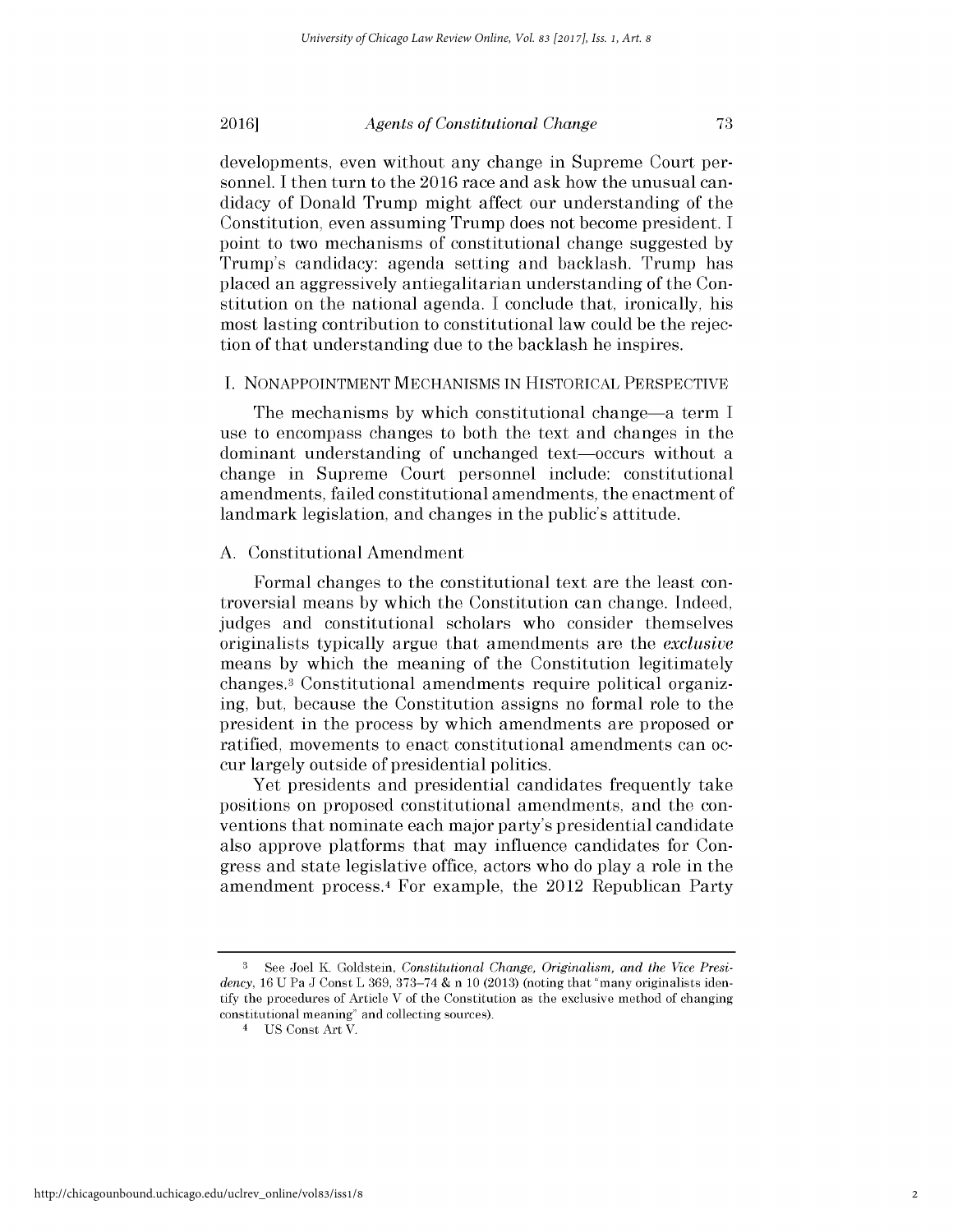developments, even without any change in Supreme Court personnel. I then turn to the 2016 race and ask how the unusual candidacy of Donald Trump might affect our understanding of the Constitution, even assuming Trump does not become president. I point to two mechanisms of constitutional change suggested by Trump's candidacy: agenda setting and backlash. Trump has placed an aggressively antiegalitarian understanding of the Constitution on the national agenda. I conclude that, ironically, his most lasting contribution to constitutional law could be the rejection of that understanding due to the backlash he inspires.

## I. NONAPPOINTMENT MECHANISMS IN HISTORICAL PERSPECTIVE

The mechanisms by which constitutional change—a term I use to encompass changes to both the text and changes in the dominant understanding of unchanged text—occurs without a change in Supreme Court personnel include: constitutional amendments, failed constitutional amendments, the enactment of landmark legislation, and changes in the public's attitude.

### A. Constitutional Amendment

Formal changes to the constitutional text are the least controversial means by which the Constitution can change. Indeed, judges and constitutional scholars who consider themselves originalists typically argue that amendments are the *exclusive* means by which the meaning of the Constitution legitimately changes.[3] Constitutional amendments require political organizing, but, because the Constitution assigns no formal role to the president in the process by which amendments are proposed or ratified, movements to enact constitutional amendments can occur largely outside of presidential politics.

Yet presidents and presidential candidates frequently take positions on proposed constitutional amendments, and the conventions that nominate each major party's presidential candidate also approve platforms that may influence candidates for Congress and state legislative office, actors who do play a role in the amendment process.[4] For example, the 2012 Republican Party

---

[3] See Joel K. Goldstein, *Constitutional Change, Originalism, and the Vice Presidency*, 16 U Pa J Const L 369, 373–74 & n 10 (2013) (noting that "many originalists identify the procedures of Article V of the Constitution as the exclusive method of changing constitutional meaning" and collecting sources).

[4] US Const Art V.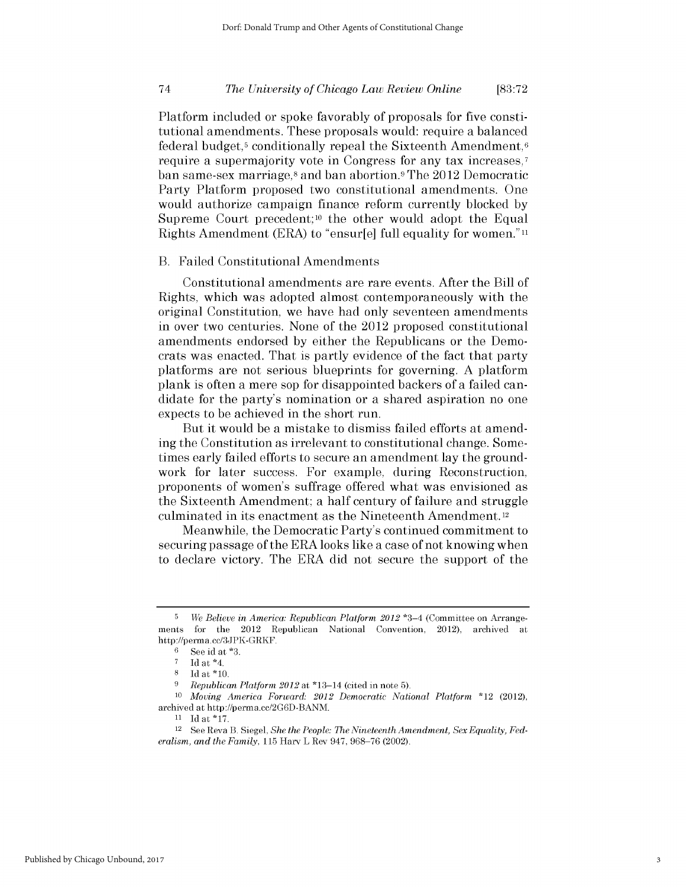Platform included or spoke favorably of proposals for five constitutional amendments. These proposals would: require a balanced federal budget,[5] conditionally repeal the Sixteenth Amendment,[6] require a supermajority vote in Congress for any tax increases,[7] ban same-sex marriage,[8] and ban abortion.[9] The 2012 Democratic Party Platform proposed two constitutional amendments. One would authorize campaign finance reform currently blocked by Supreme Court precedent;[10] the other would adopt the Equal Rights Amendment (ERA) to "ensur[e] full equality for women."[11]

## B. Failed Constitutional Amendments

Constitutional amendments are rare events. After the Bill of Rights, which was adopted almost contemporaneously with the original Constitution, we have had only seventeen amendments in over two centuries. None of the 2012 proposed constitutional amendments endorsed by either the Republicans or the Democrats was enacted. That is partly evidence of the fact that party platforms are not serious blueprints for governing. A platform plank is often a mere sop for disappointed backers of a failed candidate for the party's nomination or a shared aspiration no one expects to be achieved in the short run.

But it would be a mistake to dismiss failed efforts at amending the Constitution as irrelevant to constitutional change. Sometimes early failed efforts to secure an amendment lay the groundwork for later success. For example, during Reconstruction, proponents of women's suffrage offered what was envisioned as the Sixteenth Amendment; a half century of failure and struggle culminated in its enactment as the Nineteenth Amendment.[12]

Meanwhile, the Democratic Party's continued commitment to securing passage of the ERA looks like a case of not knowing when to declare victory. The ERA did not secure the support of the

---

[5] *We Believe in America: Republican Platform 2012* \*3–4 (Committee on Arrangements for the 2012 Republican National Convention, 2012), archived at http://perma.cc/3JPK-GRKF.

[6] See id at \*3.

[7] Id at \*4.

[8] Id at \*10.

[9] *Republican Platform 2012* at \*13–14 (cited in note 5).

[10] *Moving America Forward: 2012 Democratic National Platform* \*12 (2012), archived at http://perma.cc/2G6D-BANM.

[11] Id at \*17.

[12] See Reva B. Siegel, *She the People: The Nineteenth Amendment, Sex Equality, Federalism, and the Family*, 115 Harv L Rev 947, 968–76 (2002).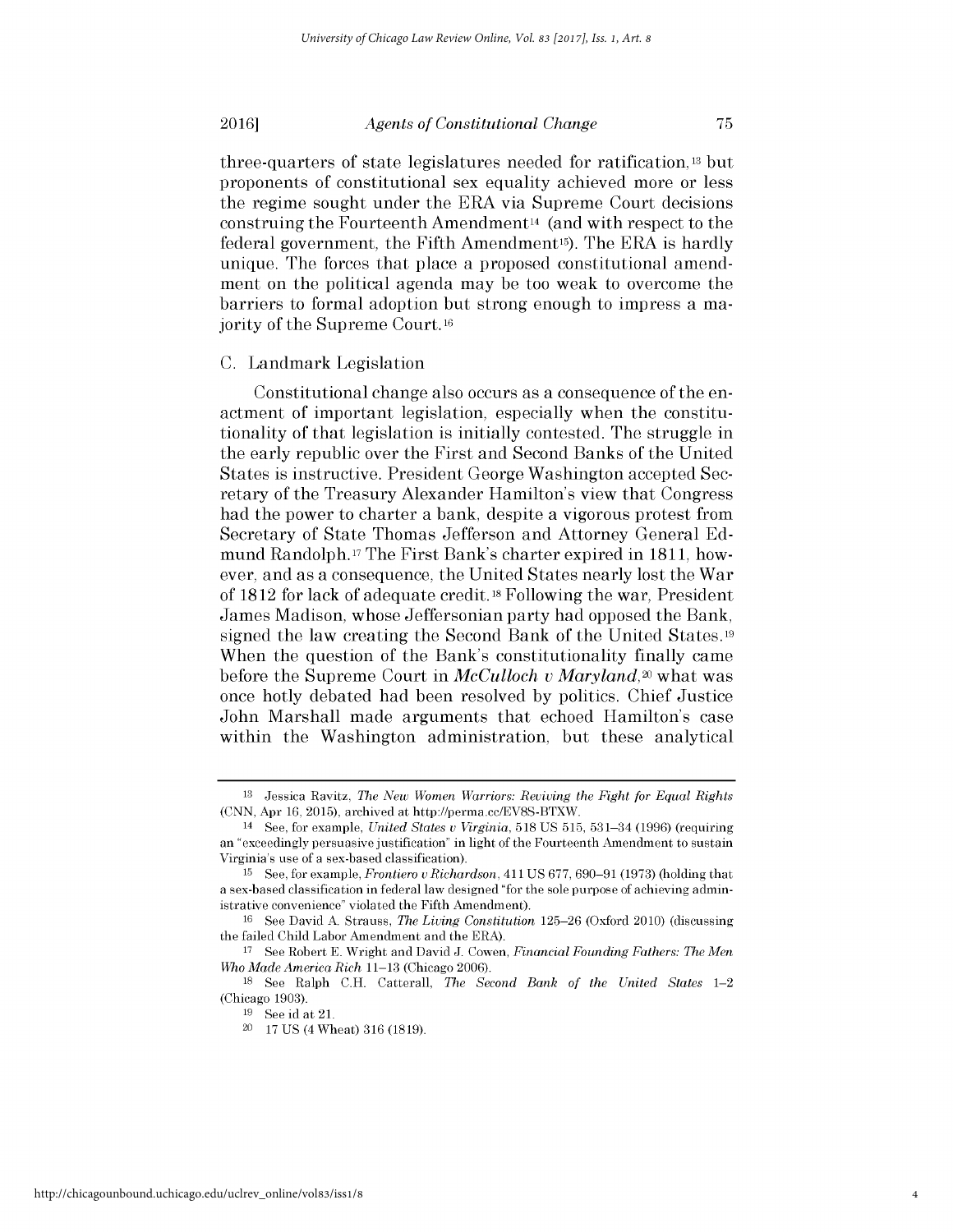three-quarters of state legislatures needed for ratification,[13] but proponents of constitutional sex equality achieved more or less the regime sought under the ERA via Supreme Court decisions construing the Fourteenth Amendment[14] (and with respect to the federal government, the Fifth Amendment[15]). The ERA is hardly unique. The forces that place a proposed constitutional amendment on the political agenda may be too weak to overcome the barriers to formal adoption but strong enough to impress a majority of the Supreme Court.[16]

### C. Landmark Legislation

Constitutional change also occurs as a consequence of the enactment of important legislation, especially when the constitutionality of that legislation is initially contested. The struggle in the early republic over the First and Second Banks of the United States is instructive. President George Washington accepted Secretary of the Treasury Alexander Hamilton's view that Congress had the power to charter a bank, despite a vigorous protest from Secretary of State Thomas Jefferson and Attorney General Edmund Randolph.[17] The First Bank's charter expired in 1811, however, and as a consequence, the United States nearly lost the War of 1812 for lack of adequate credit.[18] Following the war, President James Madison, whose Jeffersonian party had opposed the Bank, signed the law creating the Second Bank of the United States.[19] When the question of the Bank's constitutionality finally came before the Supreme Court in *McCulloch v Maryland*,[20] what was once hotly debated had been resolved by politics. Chief Justice John Marshall made arguments that echoed Hamilton's case within the Washington administration, but these analytical

---

[13] Jessica Ravitz, *The New Women Warriors: Reviving the Fight for Equal Rights* (CNN, Apr 16, 2015), archived at http://perma.cc/EV8S-BTXW.

[14] See, for example, *United States v Virginia*, 518 US 515, 531–34 (1996) (requiring an "exceedingly persuasive justification" in light of the Fourteenth Amendment to sustain Virginia's use of a sex-based classification).

[15] See, for example, *Frontiero v Richardson*, 411 US 677, 690–91 (1973) (holding that a sex-based classification in federal law designed "for the sole purpose of achieving administrative convenience" violated the Fifth Amendment).

[16] See David A. Strauss, *The Living Constitution* 125–26 (Oxford 2010) (discussing the failed Child Labor Amendment and the ERA).

[17] See Robert E. Wright and David J. Cowen, *Financial Founding Fathers: The Men Who Made America Rich* 11–13 (Chicago 2006).

[18] See Ralph C.H. Catterall, *The Second Bank of the United States* 1–2 (Chicago 1903).

[19] See id at 21.

[20] 17 US (4 Wheat) 316 (1819).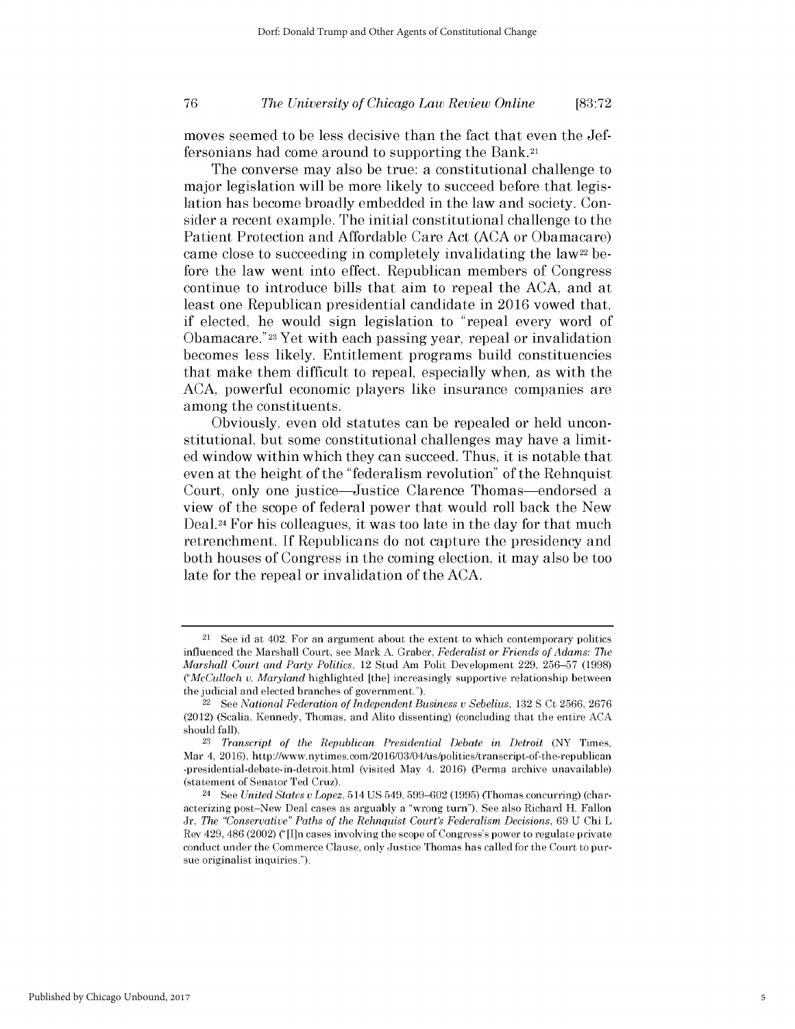moves seemed to be less decisive than the fact that even the Jeffersonians had come around to supporting the Bank.[21]

The converse may also be true: a constitutional challenge to major legislation will be more likely to succeed before that legislation has become broadly embedded in the law and society. Consider a recent example. The initial constitutional challenge to the Patient Protection and Affordable Care Act (ACA or Obamacare) came close to succeeding in completely invalidating the law[22] before the law went into effect. Republican members of Congress continue to introduce bills that aim to repeal the ACA, and at least one Republican presidential candidate in 2016 vowed that, if elected, he would sign legislation to "repeal every word of Obamacare."[23] Yet with each passing year, repeal or invalidation becomes less likely. Entitlement programs build constituencies that make them difficult to repeal, especially when, as with the ACA, powerful economic players like insurance companies are among the constituents.

Obviously, even old statutes can be repealed or held unconstitutional, but some constitutional challenges may have a limited window within which they can succeed. Thus, it is notable that even at the height of the "federalism revolution" of the Rehnquist Court, only one justice—Justice Clarence Thomas—endorsed a view of the scope of federal power that would roll back the New Deal.[24] For his colleagues, it was too late in the day for that much retrenchment. If Republicans do not capture the presidency and both houses of Congress in the coming election, it may also be too late for the repeal or invalidation of the ACA.

---

[21] See id at 402. For an argument about the extent to which contemporary politics influenced the Marshall Court, see Mark A. Graber, *Federalist or Friends of Adams: The Marshall Court and Party Politics*, 12 Stud Am Polit Development 229, 256–57 (1998) ("*McCulloch v. Maryland* highlighted [the] increasingly supportive relationship between the judicial and elected branches of government.").

[22] See *National Federation of Independent Business v Sebelius*, 132 S Ct 2566, 2676 (2012) (Scalia, Kennedy, Thomas, and Alito dissenting) (concluding that the entire ACA should fall).

[23] *Transcript of the Republican Presidential Debate in Detroit* (NY Times, Mar 4, 2016), http://www.nytimes.com/2016/03/04/us/politics/transcript-of-the-republican-presidential-debate-in-detroit.html (visited May 4, 2016) (Perma archive unavailable) (statement of Senator Ted Cruz).

[24] See *United States v Lopez*, 514 US 549, 599–602 (1995) (Thomas concurring) (characterizing post–New Deal cases as arguably a "wrong turn"). See also Richard H. Fallon Jr, *The "Conservative" Paths of the Rehnquist Court's Federalism Decisions*, 69 U Chi L Rev 429, 486 (2002) ("[I]n cases involving the scope of Congress's power to regulate private conduct under the Commerce Clause, only Justice Thomas has called for the Court to pursue originalist inquiries.").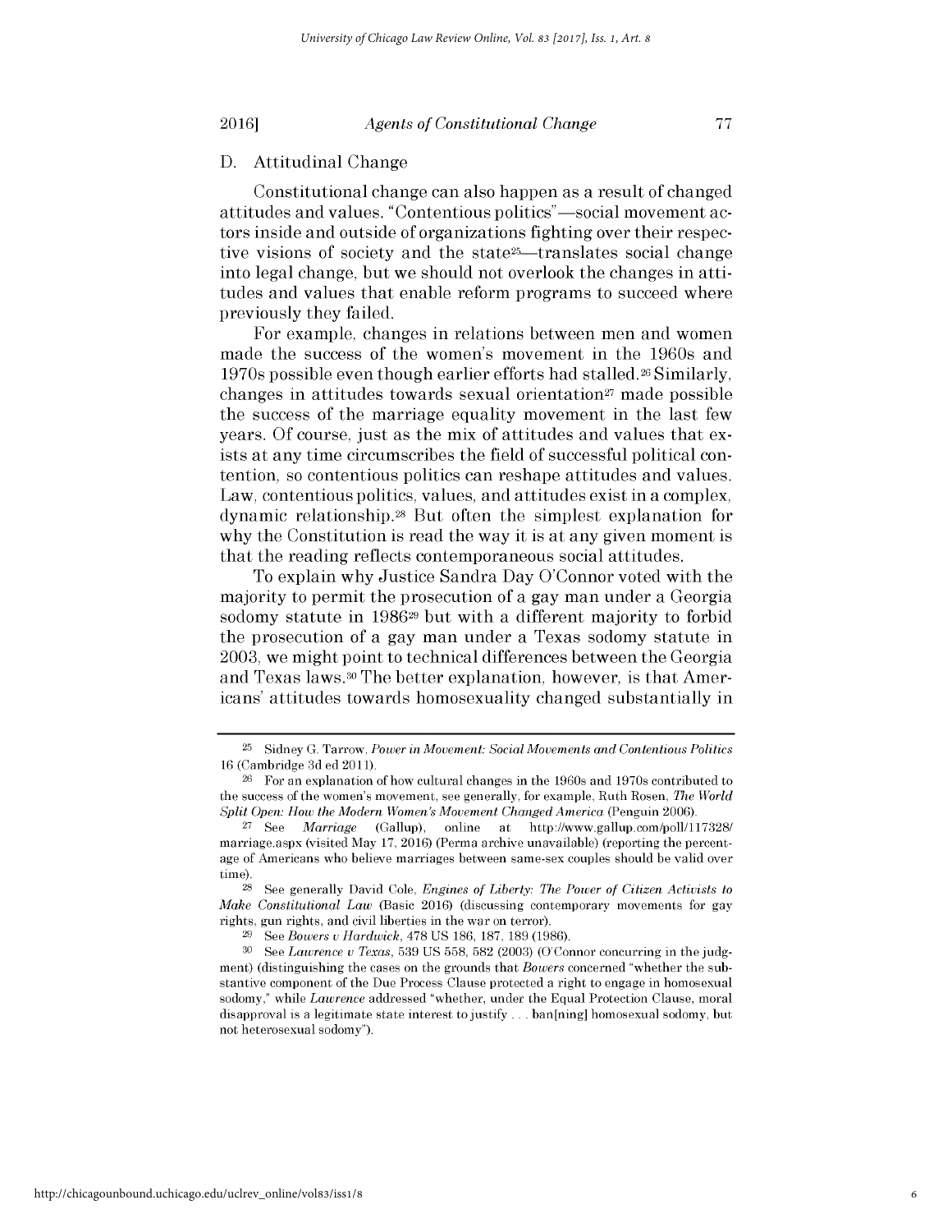## D. Attitudinal Change

Constitutional change can also happen as a result of changed attitudes and values. "Contentious politics"—social movement actors inside and outside of organizations fighting over their respective visions of society and the state[25]—translates social change into legal change, but we should not overlook the changes in attitudes and values that enable reform programs to succeed where previously they failed.

For example, changes in relations between men and women made the success of the women's movement in the 1960s and 1970s possible even though earlier efforts had stalled.[26] Similarly, changes in attitudes towards sexual orientation[27] made possible the success of the marriage equality movement in the last few years. Of course, just as the mix of attitudes and values that exists at any time circumscribes the field of successful political contention, so contentious politics can reshape attitudes and values. Law, contentious politics, values, and attitudes exist in a complex, dynamic relationship.[28] But often the simplest explanation for why the Constitution is read the way it is at any given moment is that the reading reflects contemporaneous social attitudes.

To explain why Justice Sandra Day O'Connor voted with the majority to permit the prosecution of a gay man under a Georgia sodomy statute in 1986[29] but with a different majority to forbid the prosecution of a gay man under a Texas sodomy statute in 2003, we might point to technical differences between the Georgia and Texas laws.[30] The better explanation, however, is that Americans' attitudes towards homosexuality changed substantially in

---

[25] Sidney G. Tarrow, *Power in Movement: Social Movements and Contentious Politics* 16 (Cambridge 3d ed 2011).

[26] For an explanation of how cultural changes in the 1960s and 1970s contributed to the success of the women's movement, see generally, for example, Ruth Rosen, *The World Split Open: How the Modern Women's Movement Changed America* (Penguin 2006).

[27] See *Marriage* (Gallup), online at http://www.gallup.com/poll/117328/marriage.aspx (visited May 17, 2016) (Perma archive unavailable) (reporting the percentage of Americans who believe marriages between same-sex couples should be valid over time).

[28] See generally David Cole, *Engines of Liberty: The Power of Citizen Activists to Make Constitutional Law* (Basic 2016) (discussing contemporary movements for gay rights, gun rights, and civil liberties in the war on terror).

[29] See *Bowers v Hardwick*, 478 US 186, 187, 189 (1986).

[30] See *Lawrence v Texas*, 539 US 558, 582 (2003) (O'Connor concurring in the judgment) (distinguishing the cases on the grounds that *Bowers* concerned "whether the substantive component of the Due Process Clause protected a right to engage in homosexual sodomy," while *Lawrence* addressed "whether, under the Equal Protection Clause, moral disapproval is a legitimate state interest to justify . . . ban[ning] homosexual sodomy, but not heterosexual sodomy").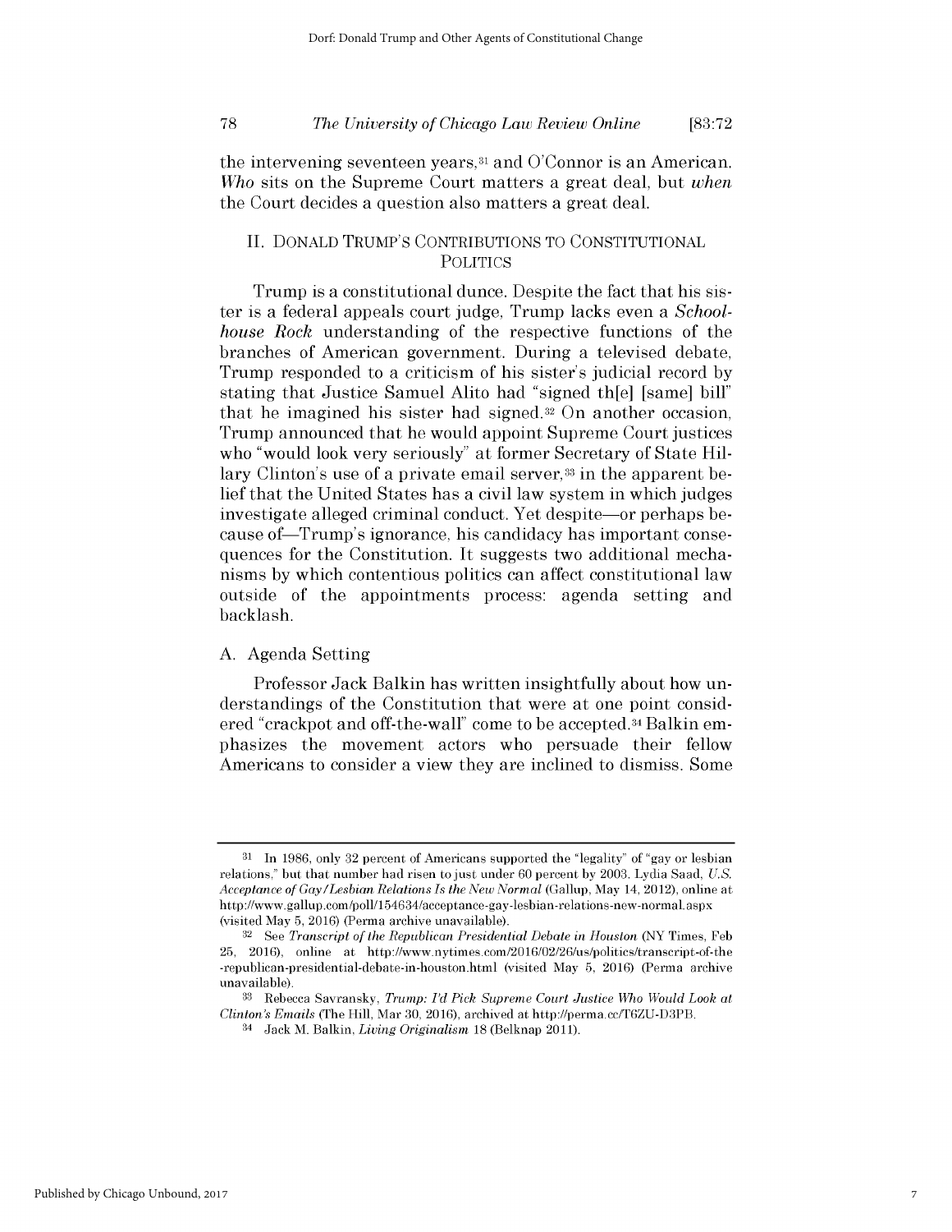the intervening seventeen years,[31] and O'Connor is an American. *Who* sits on the Supreme Court matters a great deal, but *when* the Court decides a question also matters a great deal.

## II. Donald Trump's Contributions to Constitutional Politics

Trump is a constitutional dunce. Despite the fact that his sister is a federal appeals court judge, Trump lacks even a *Schoolhouse Rock* understanding of the respective functions of the branches of American government. During a televised debate, Trump responded to a criticism of his sister's judicial record by stating that Justice Samuel Alito had "signed th[e] [same] bill" that he imagined his sister had signed.[32] On another occasion, Trump announced that he would appoint Supreme Court justices who "would look very seriously" at former Secretary of State Hillary Clinton's use of a private email server,[33] in the apparent belief that the United States has a civil law system in which judges investigate alleged criminal conduct. Yet despite—or perhaps because of—Trump's ignorance, his candidacy has important consequences for the Constitution. It suggests two additional mechanisms by which contentious politics can affect constitutional law outside of the appointments process: agenda setting and backlash.

### A. Agenda Setting

Professor Jack Balkin has written insightfully about how understandings of the Constitution that were at one point considered "crackpot and off-the-wall" come to be accepted.[34] Balkin emphasizes the movement actors who persuade their fellow Americans to consider a view they are inclined to dismiss. Some

---

[31] In 1986, only 32 percent of Americans supported the "legality" of "gay or lesbian relations," but that number had risen to just under 60 percent by 2003. Lydia Saad, *U.S. Acceptance of Gay/Lesbian Relations Is the New Normal* (Gallup, May 14, 2012), online at http://www.gallup.com/poll/154634/acceptance-gay-lesbian-relations-new-normal.aspx (visited May 5, 2016) (Perma archive unavailable).

[32] See *Transcript of the Republican Presidential Debate in Houston* (NY Times, Feb 25, 2016), online at http://www.nytimes.com/2016/02/26/us/politics/transcript-of-the-republican-presidential-debate-in-houston.html (visited May 5, 2016) (Perma archive unavailable).

[33] Rebecca Savransky, *Trump: I'd Pick Supreme Court Justice Who Would Look at Clinton's Emails* (The Hill, Mar 30, 2016), archived at http://perma.cc/T6ZU-D3PB.

[34] Jack M. Balkin, *Living Originalism* 18 (Belknap 2011).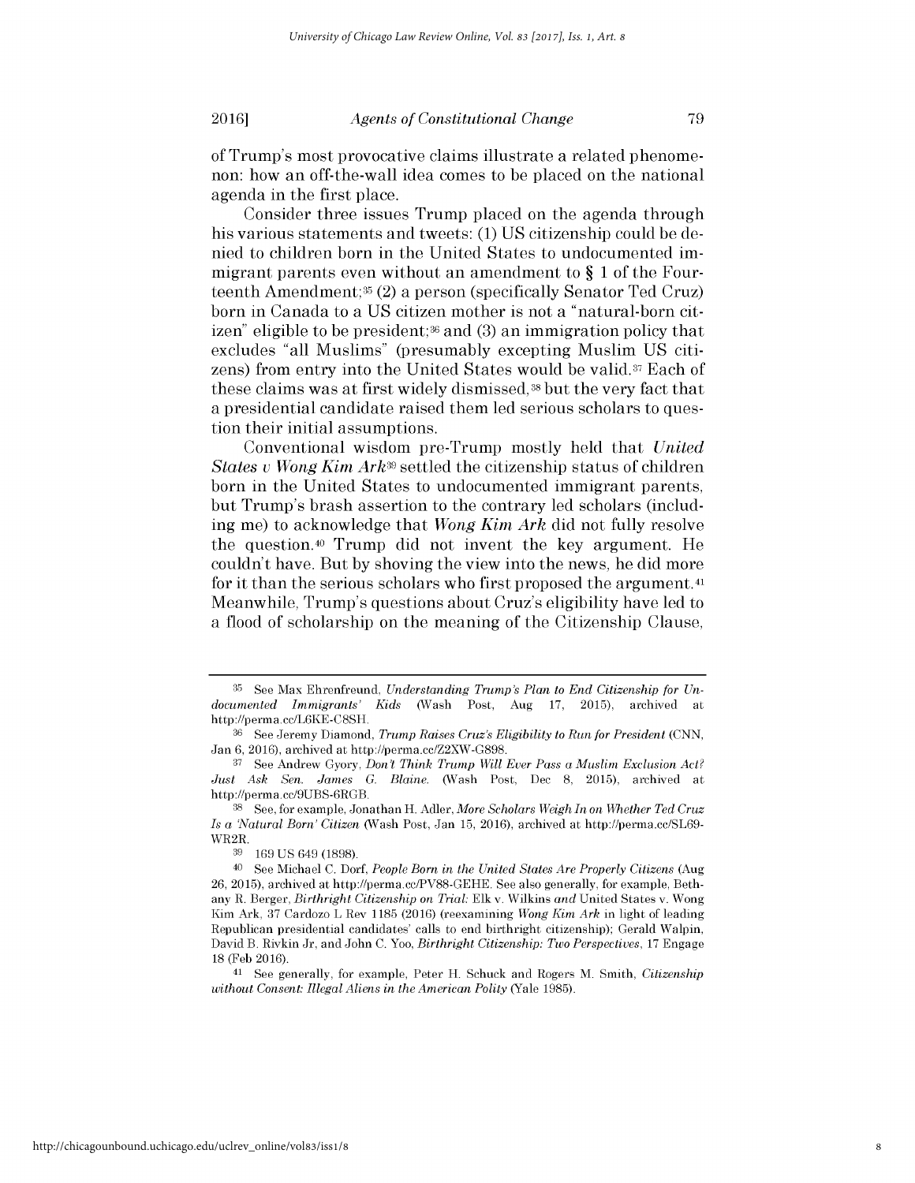of Trump's most provocative claims illustrate a related phenomenon: how an off-the-wall idea comes to be placed on the national agenda in the first place.

Consider three issues Trump placed on the agenda through his various statements and tweets: (1) US citizenship could be denied to children born in the United States to undocumented immigrant parents even without an amendment to § 1 of the Fourteenth Amendment;[35] (2) a person (specifically Senator Ted Cruz) born in Canada to a US citizen mother is not a "natural-born citizen" eligible to be president;[36] and (3) an immigration policy that excludes "all Muslims" (presumably excepting Muslim US citizens) from entry into the United States would be valid.[37] Each of these claims was at first widely dismissed,[38] but the very fact that a presidential candidate raised them led serious scholars to question their initial assumptions.

Conventional wisdom pre-Trump mostly held that *United States v Wong Kim Ark*[39] settled the citizenship status of children born in the United States to undocumented immigrant parents, but Trump's brash assertion to the contrary led scholars (including me) to acknowledge that *Wong Kim Ark* did not fully resolve the question.[40] Trump did not invent the key argument. He couldn't have. But by shoving the view into the news, he did more for it than the serious scholars who first proposed the argument.[41] Meanwhile, Trump's questions about Cruz's eligibility have led to a flood of scholarship on the meaning of the Citizenship Clause,

---

[35] See Max Ehrenfreund, *Understanding Trump's Plan to End Citizenship for Undocumented Immigrants' Kids* (Wash Post, Aug 17, 2015), archived at http://perma.cc/L6KE-C8SH.

[36] See Jeremy Diamond, *Trump Raises Cruz's Eligibility to Run for President* (CNN, Jan 6, 2016), archived at http://perma.cc/Z2XW-G898.

[37] See Andrew Gyory, *Don't Think Trump Will Ever Pass a Muslim Exclusion Act? Just Ask Sen. James G. Blaine.* (Wash Post, Dec 8, 2015), archived at http://perma.cc/9UBS-6RGB.

[38] See, for example, Jonathan H. Adler, *More Scholars Weigh In on Whether Ted Cruz Is a 'Natural Born' Citizen* (Wash Post, Jan 15, 2016), archived at http://perma.cc/SL69-WR2R.

[39] 169 US 649 (1898).

[40] See Michael C. Dorf, *People Born in the United States Are Properly Citizens* (Aug 26, 2015), archived at http://perma.cc/PV88-GEHE. See also generally, for example, Bethany R. Berger, *Birthright Citizenship on Trial:* Elk v. Wilkins *and* United States v. Wong Kim Ark, 37 Cardozo L Rev 1185 (2016) (reexamining *Wong Kim Ark* in light of leading Republican presidential candidates' calls to end birthright citizenship); Gerald Walpin, David B. Rivkin Jr, and John C. Yoo, *Birthright Citizenship: Two Perspectives*, 17 Engage 18 (Feb 2016).

[41] See generally, for example, Peter H. Schuck and Rogers M. Smith, *Citizenship without Consent: Illegal Aliens in the American Polity* (Yale 1985).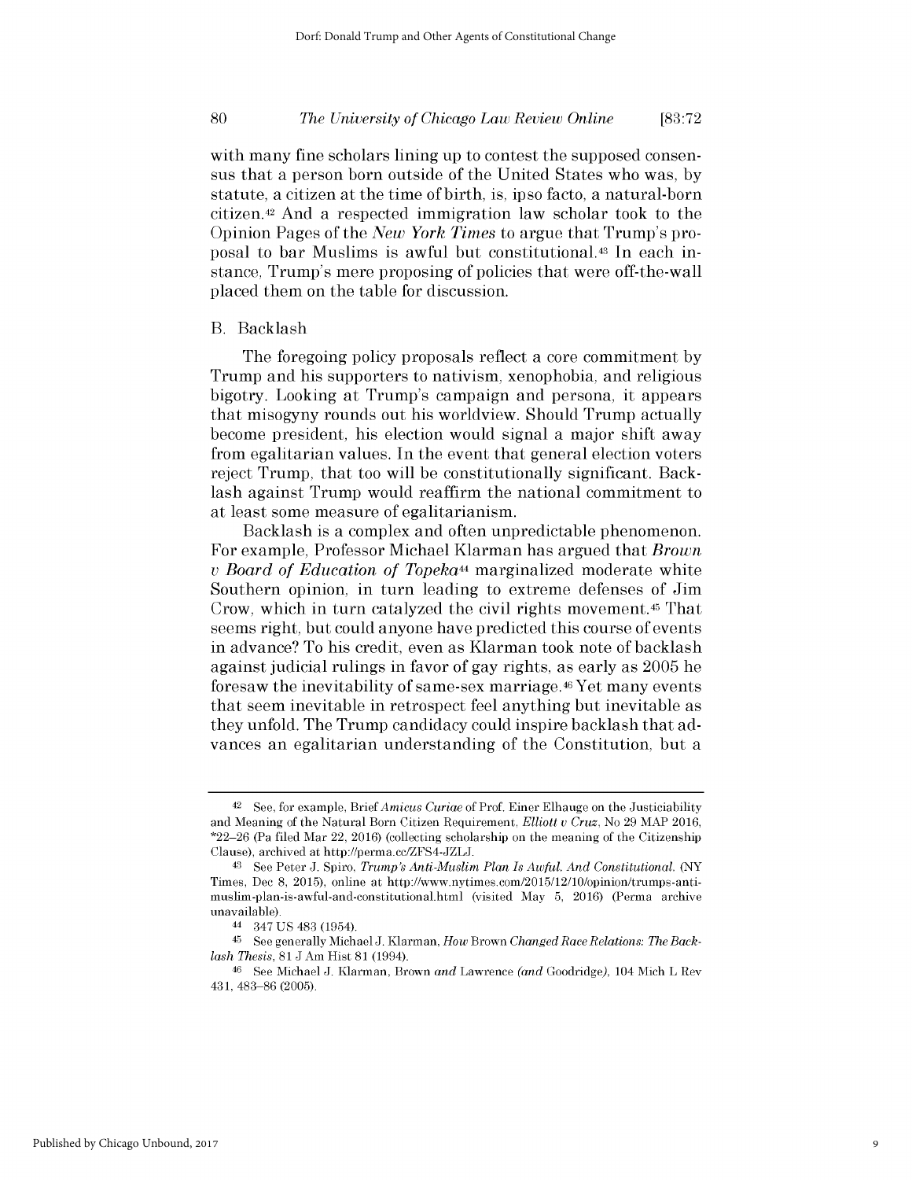with many fine scholars lining up to contest the supposed consensus that a person born outside of the United States who was, by statute, a citizen at the time of birth, is, ipso facto, a natural-born citizen.[42] And a respected immigration law scholar took to the Opinion Pages of the *New York Times* to argue that Trump's proposal to bar Muslims is awful but constitutional.[43] In each instance, Trump's mere proposing of policies that were off-the-wall placed them on the table for discussion.

## B. Backlash

The foregoing policy proposals reflect a core commitment by Trump and his supporters to nativism, xenophobia, and religious bigotry. Looking at Trump's campaign and persona, it appears that misogyny rounds out his worldview. Should Trump actually become president, his election would signal a major shift away from egalitarian values. In the event that general election voters reject Trump, that too will be constitutionally significant. Backlash against Trump would reaffirm the national commitment to at least some measure of egalitarianism.

Backlash is a complex and often unpredictable phenomenon. For example, Professor Michael Klarman has argued that *Brown v Board of Education of Topeka*[44] marginalized moderate white Southern opinion, in turn leading to extreme defenses of Jim Crow, which in turn catalyzed the civil rights movement.[45] That seems right, but could anyone have predicted this course of events in advance? To his credit, even as Klarman took note of backlash against judicial rulings in favor of gay rights, as early as 2005 he foresaw the inevitability of same-sex marriage.[46] Yet many events that seem inevitable in retrospect feel anything but inevitable as they unfold. The Trump candidacy could inspire backlash that advances an egalitarian understanding of the Constitution, but a

---

[42] See, for example, Brief *Amicus Curiae* of Prof. Einer Elhauge on the Justiciability and Meaning of the Natural Born Citizen Requirement, *Elliott v Cruz*, No 29 MAP 2016, *22–26 (Pa filed Mar 22, 2016) (collecting scholarship on the meaning of the Citizenship Clause), archived at http://perma.cc/ZFS4-JZLJ.

[43] See Peter J. Spiro, *Trump's Anti-Muslim Plan Is Awful. And Constitutional.* (NY Times, Dec 8, 2015), online at http://www.nytimes.com/2015/12/10/opinion/trumps-anti-muslim-plan-is-awful-and-constitutional.html (visited May 5, 2016) (Perma archive unavailable).

[44] 347 US 483 (1954).

[45] See generally Michael J. Klarman, *How* Brown *Changed Race Relations: The Backlash Thesis*, 81 J Am Hist 81 (1994).

[46] See Michael J. Klarman, Brown *and* Lawrence *(and* Goodridge*)*, 104 Mich L Rev 431, 483–86 (2005).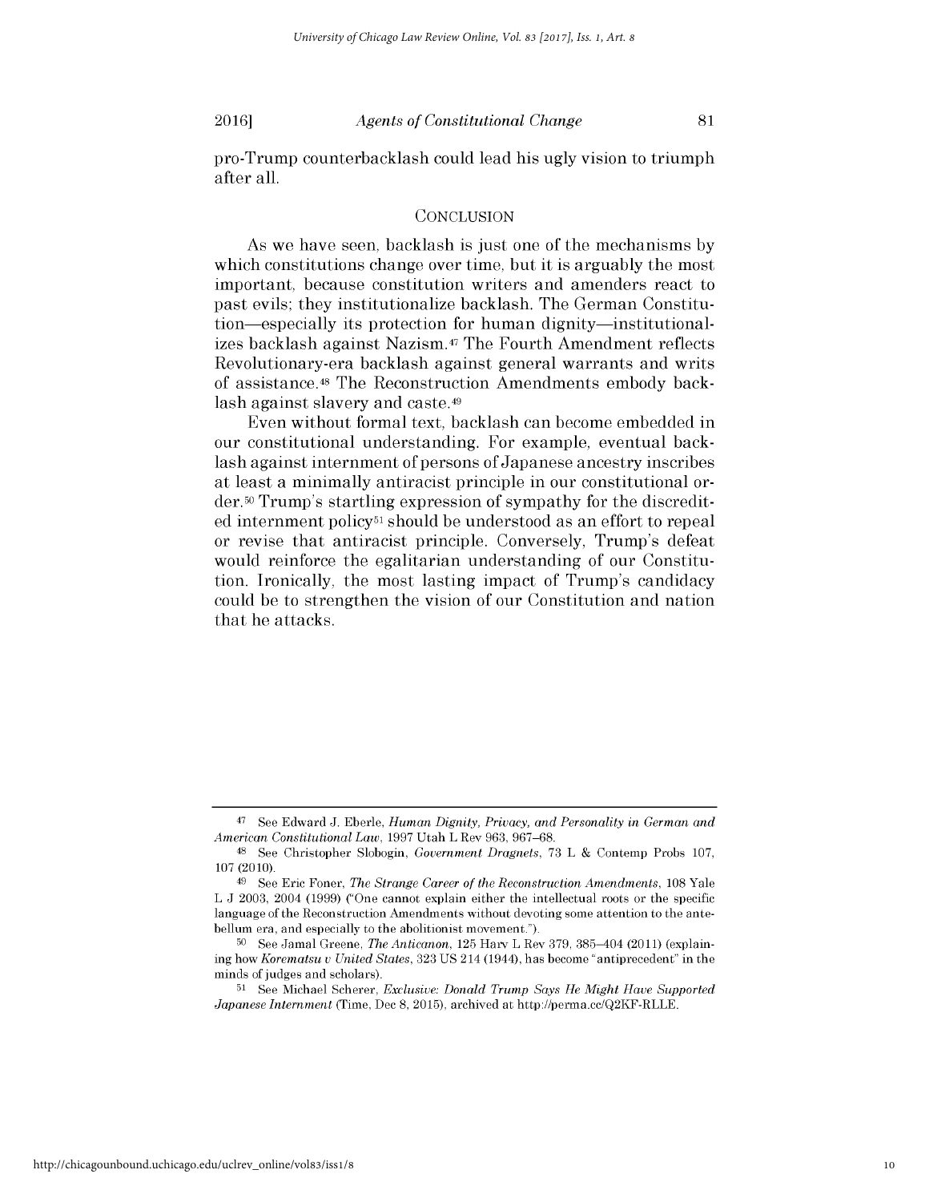pro-Trump counterbacklash could lead his ugly vision to triumph after all.

## CONCLUSION

As we have seen, backlash is just one of the mechanisms by which constitutions change over time, but it is arguably the most important, because constitution writers and amenders react to past evils; they institutionalize backlash. The German Constitution—especially its protection for human dignity—institutionalizes backlash against Nazism.[47] The Fourth Amendment reflects Revolutionary-era backlash against general warrants and writs of assistance.[48] The Reconstruction Amendments embody backlash against slavery and caste.[49]

Even without formal text, backlash can become embedded in our constitutional understanding. For example, eventual backlash against internment of persons of Japanese ancestry inscribes at least a minimally antiracist principle in our constitutional order.[50] Trump's startling expression of sympathy for the discredited internment policy[51] should be understood as an effort to repeal or revise that antiracist principle. Conversely, Trump's defeat would reinforce the egalitarian understanding of our Constitution. Ironically, the most lasting impact of Trump's candidacy could be to strengthen the vision of our Constitution and nation that he attacks.

---

[47] See Edward J. Eberle, *Human Dignity, Privacy, and Personality in German and American Constitutional Law*, 1997 Utah L Rev 963, 967–68.

[48] See Christopher Slobogin, *Government Dragnets*, 73 L & Contemp Probs 107, 107 (2010).

[49] See Eric Foner, *The Strange Career of the Reconstruction Amendments*, 108 Yale L J 2003, 2004 (1999) ("One cannot explain either the intellectual roots or the specific language of the Reconstruction Amendments without devoting some attention to the antebellum era, and especially to the abolitionist movement.").

[50] See Jamal Greene, *The Anticanon*, 125 Harv L Rev 379, 385–404 (2011) (explaining how *Korematsu v United States*, 323 US 214 (1944), has become "antiprecedent" in the minds of judges and scholars).

[51] See Michael Scherer, *Exclusive: Donald Trump Says He Might Have Supported Japanese Internment* (Time, Dec 8, 2015), archived at http://perma.cc/Q2KF-RLLE.